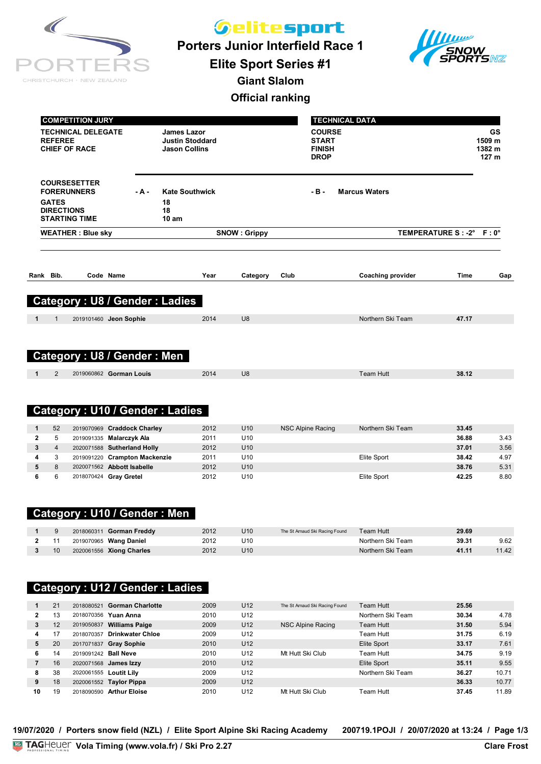# elitesport

## Porters Junior Interfield Race 1

## Elite Sport Series #1

### Giant Slalom

### Official ranking

| COMPETITION JURY | |
|---|---|
| TECHNICAL DELEGATE | James Lazor |
| REFEREE | Justin Stoddard |
| CHIEF OF RACE | Jason Collins |

| TECHNICAL DATA | |
|---|---|
| COURSE | GS |
| START | 1509 m |
| FINISH | 1382 m |
| DROP | 127 m |

| | | | | |
|---|---|---|---|---|
| COURSESETTER | | | | |
| FORERUNNERS | - A - | Kate Southwick | - B - | Marcus Waters |
| GATES | | 18 | | |
| DIRECTIONS | | 18 | | |
| STARTING TIME | | 10 am | | |

**WEATHER : Blue sky** **SNOW : Grippy** **TEMPERATURE S : -2° F : 0°**

| Rank | Bib. | Code | Name | Year | Category | Club | Coaching provider | Time | Gap |
|---|---|---|---|---|---|---|---|---|---|
| **Category : U8 / Gender : Ladies** | | | | | | | | | |
| 1 | 1 | 2019101460 | Jeon Sophie | 2014 | U8 | | Northern Ski Team | 47.17 | |
| **Category : U8 / Gender : Men** | | | | | | | | | |
| 1 | 2 | 2019060862 | Gorman Louis | 2014 | U8 | | Team Hutt | 38.12 | |
| **Category : U10 / Gender : Ladies** | | | | | | | | | |
| 1 | 52 | 2019070969 | Craddock Charley | 2012 | U10 | NSC Alpine Racing | Northern Ski Team | 33.45 | |
| 2 | 5 | 2019091335 | Malarczyk Ala | 2011 | U10 | | | 36.88 | 3.43 |
| 3 | 4 | 2020071588 | Sutherland Holly | 2012 | U10 | | | 37.01 | 3.56 |
| 4 | 3 | 2019091220 | Crampton Mackenzie | 2011 | U10 | | Elite Sport | 38.42 | 4.97 |
| 5 | 8 | 2020071562 | Abbott Isabelle | 2012 | U10 | | | 38.76 | 5.31 |
| 6 | 6 | 2018070424 | Gray Gretel | 2012 | U10 | | Elite Sport | 42.25 | 8.80 |
| **Category : U10 / Gender : Men** | | | | | | | | | |
| 1 | 9 | 2018060311 | Gorman Freddy | 2012 | U10 | The St Arnaud Ski Racing Found | Team Hutt | 29.69 | |
| 2 | 11 | 2019070965 | Wang Daniel | 2012 | U10 | | Northern Ski Team | 39.31 | 9.62 |
| 3 | 10 | 2020061556 | Xiong Charles | 2012 | U10 | | Northern Ski Team | 41.11 | 11.42 |
| **Category : U12 / Gender : Ladies** | | | | | | | | | |
| 1 | 21 | 2018080521 | Gorman Charlotte | 2009 | U12 | The St Arnaud Ski Racing Found | Team Hutt | 25.56 | |
| 2 | 13 | 2018070356 | Yuan Anna | 2010 | U12 | | Northern Ski Team | 30.34 | 4.78 |
| 3 | 12 | 2019050837 | Williams Paige | 2009 | U12 | NSC Alpine Racing | Team Hutt | 31.50 | 5.94 |
| 4 | 17 | 2018070357 | Drinkwater Chloe | 2009 | U12 | | Team Hutt | 31.75 | 6.19 |
| 5 | 20 | 2017071837 | Gray Sophie | 2010 | U12 | | Elite Sport | 33.17 | 7.61 |
| 6 | 14 | 2019091242 | Ball Neve | 2010 | U12 | Mt Hutt Ski Club | Team Hutt | 34.75 | 9.19 |
| 7 | 16 | 2020071568 | James Izzy | 2010 | U12 | | Elite Sport | 35.11 | 9.55 |
| 8 | 38 | 2020061555 | Loutit Lily | 2009 | U12 | | Northern Ski Team | 36.27 | 10.71 |
| 9 | 18 | 2020061552 | Taylor Pippa | 2009 | U12 | | | 36.33 | 10.77 |
| 10 | 19 | 2018090590 | Arthur Eloise | 2010 | U12 | Mt Hutt Ski Club | Team Hutt | 37.45 | 11.89 |

19/07/2020 / Porters snow field (NZL) / Elite Sport Alpine Ski Racing Academy 200719.1POJI / 20/07/2020 at 13:24

Vola Timing (www.vola.fr) / Ski Pro 2.27 Clare Frost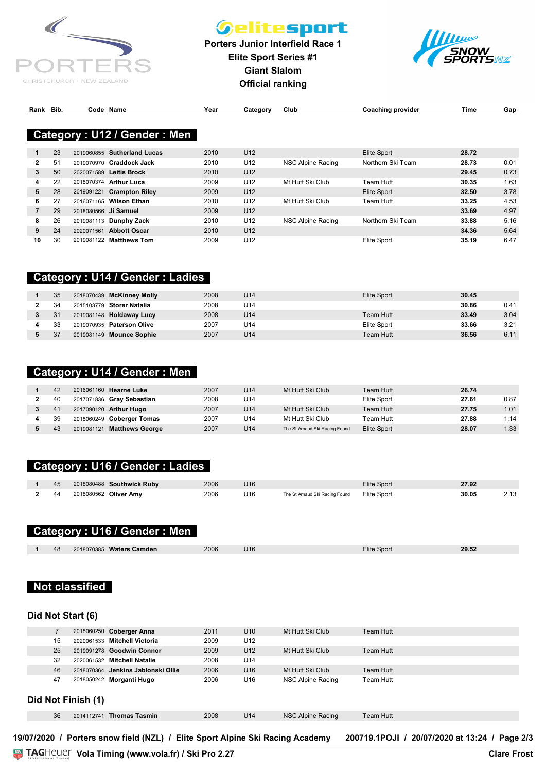**Porters Junior Interfield Race 1**
**Elite Sport Series #1**
**Giant Slalom**
**Official ranking**

## Category : U12 / Gender : Men

| Rank | Bib. | Code | Name | Year | Category | Club | Coaching provider | Time | Gap |
|---|---|---|---|---|---|---|---|---|---|
| 1 | 23 | 2019060855 | **Sutherland Lucas** | 2010 | U12 | | Elite Sport | **28.72** | |
| 2 | 51 | 2019070970 | **Craddock Jack** | 2010 | U12 | NSC Alpine Racing | Northern Ski Team | **28.73** | 0.01 |
| 3 | 50 | 2020071589 | **Leitis Brock** | 2010 | U12 | | | **29.45** | 0.73 |
| 4 | 22 | 2018070374 | **Arthur Luca** | 2009 | U12 | Mt Hutt Ski Club | Team Hutt | **30.35** | 1.63 |
| 5 | 28 | 2019091221 | **Crampton Riley** | 2009 | U12 | | Elite Sport | **32.50** | 3.78 |
| 6 | 27 | 2016071165 | **Wilson Ethan** | 2010 | U12 | Mt Hutt Ski Club | Team Hutt | **33.25** | 4.53 |
| 7 | 29 | 2018080566 | **Ji Samuel** | 2009 | U12 | | | **33.69** | 4.97 |
| 8 | 26 | 2019081113 | **Dunphy Zack** | 2010 | U12 | NSC Alpine Racing | Northern Ski Team | **33.88** | 5.16 |
| 9 | 24 | 2020071561 | **Abbott Oscar** | 2010 | U12 | | | **34.36** | 5.64 |
| 10 | 30 | 2019081122 | **Matthews Tom** | 2009 | U12 | | Elite Sport | **35.19** | 6.47 |

## Category : U14 / Gender : Ladies

| Rank | Bib. | Code | Name | Year | Category | Club | Coaching provider | Time | Gap |
|---|---|---|---|---|---|---|---|---|---|
| 1 | 35 | 2018070439 | **McKinney Molly** | 2008 | U14 | | Elite Sport | **30.45** | |
| 2 | 34 | 2015103779 | **Storer Natalia** | 2008 | U14 | | | **30.86** | 0.41 |
| 3 | 31 | 2019081148 | **Holdaway Lucy** | 2008 | U14 | | Team Hutt | **33.49** | 3.04 |
| 4 | 33 | 2019070935 | **Paterson Olive** | 2007 | U14 | | Elite Sport | **33.66** | 3.21 |
| 5 | 37 | 2019081149 | **Mounce Sophie** | 2007 | U14 | | Team Hutt | **36.56** | 6.11 |

## Category : U14 / Gender : Men

| Rank | Bib. | Code | Name | Year | Category | Club | Coaching provider | Time | Gap |
|---|---|---|---|---|---|---|---|---|---|
| 1 | 42 | 2016061160 | **Hearne Luke** | 2007 | U14 | Mt Hutt Ski Club | Team Hutt | **26.74** | |
| 2 | 40 | 2017071836 | **Gray Sebastian** | 2008 | U14 | | Elite Sport | **27.61** | 0.87 |
| 3 | 41 | 2017090120 | **Arthur Hugo** | 2007 | U14 | Mt Hutt Ski Club | Team Hutt | **27.75** | 1.01 |
| 4 | 39 | 2018060249 | **Coberger Tomas** | 2008 | U14 | Mt Hutt Ski Club | Team Hutt | **27.88** | 1.14 |
| 5 | 43 | 2019081121 | **Matthews George** | 2007 | U14 | The St Arnaud Ski Racing Found | Elite Sport | **28.07** | 1.33 |

## Category : U16 / Gender : Ladies

| Rank | Bib. | Code | Name | Year | Category | Club | Coaching provider | Time | Gap |
|---|---|---|---|---|---|---|---|---|---|
| 1 | 45 | 2018080488 | **Southwick Ruby** | 2006 | U16 | | Elite Sport | **27.92** | |
| 2 | 44 | 2018080562 | **Oliver Amy** | 2006 | U16 | The St Arnaud Ski Racing Found | Elite Sport | **30.05** | 2.13 |

## Category : U16 / Gender : Men

| Rank | Bib. | Code | Name | Year | Category | Club | Coaching provider | Time | Gap |
|---|---|---|---|---|---|---|---|---|---|
| 1 | 48 | 2018070385 | **Waters Camden** | 2006 | U16 | | Elite Sport | **29.52** | |

## Not classified

### Did Not Start (6)

| Bib. | Code | Name | Year | Category | Club | Coaching provider |
|---|---|---|---|---|---|---|
| 7 | 2018060250 | **Coberger Anna** | 2011 | U10 | Mt Hutt Ski Club | Team Hutt |
| 15 | 2020061533 | **Mitchell Victoria** | 2009 | U12 | | |
| 25 | 2019091278 | **Goodwin Connor** | 2009 | U12 | Mt Hutt Ski Club | Team Hutt |
| 32 | 2020061532 | **Mitchell Natalie** | 2008 | U14 | | |
| 46 | 2018070364 | **Jenkins Jablonski Ollie** | 2006 | U16 | Mt Hutt Ski Club | Team Hutt |
| 47 | 2018050242 | **Morganti Hugo** | 2006 | U16 | NSC Alpine Racing | Team Hutt |

### Did Not Finish (1)

| Bib. | Code | Name | Year | Category | Club | Coaching provider |
|---|---|---|---|---|---|---|
| 36 | 2014112741 | **Thomas Tasmin** | 2008 | U14 | NSC Alpine Racing | Team Hutt |

19/07/2020 / Porters snow field (NZL) / Elite Sport Alpine Ski Racing Academy 200719.1POJI / 20/07/2020 at 13:24

Vola Timing (www.vola.fr) / Ski Pro 2.27 Clare Frost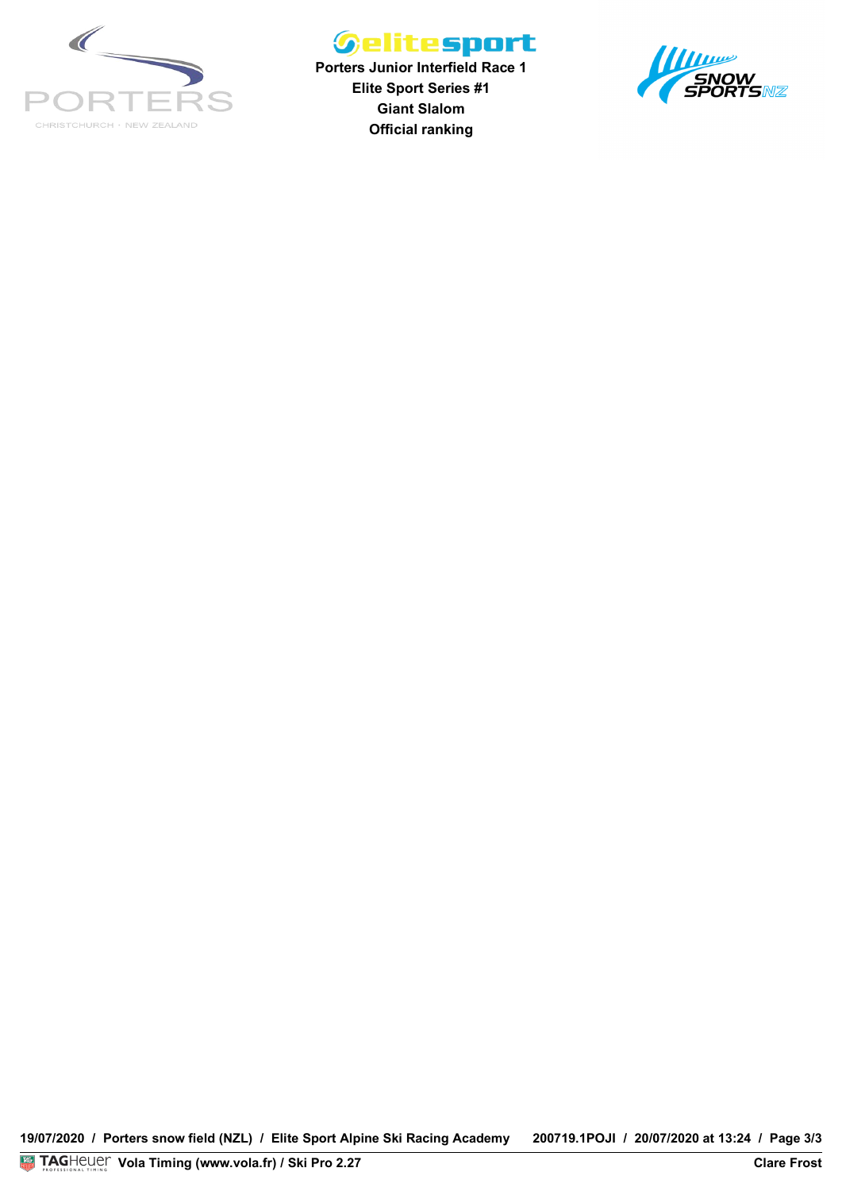Porters Junior Interfield Race 1

Elite Sport Series #1

Giant Slalom

Official ranking